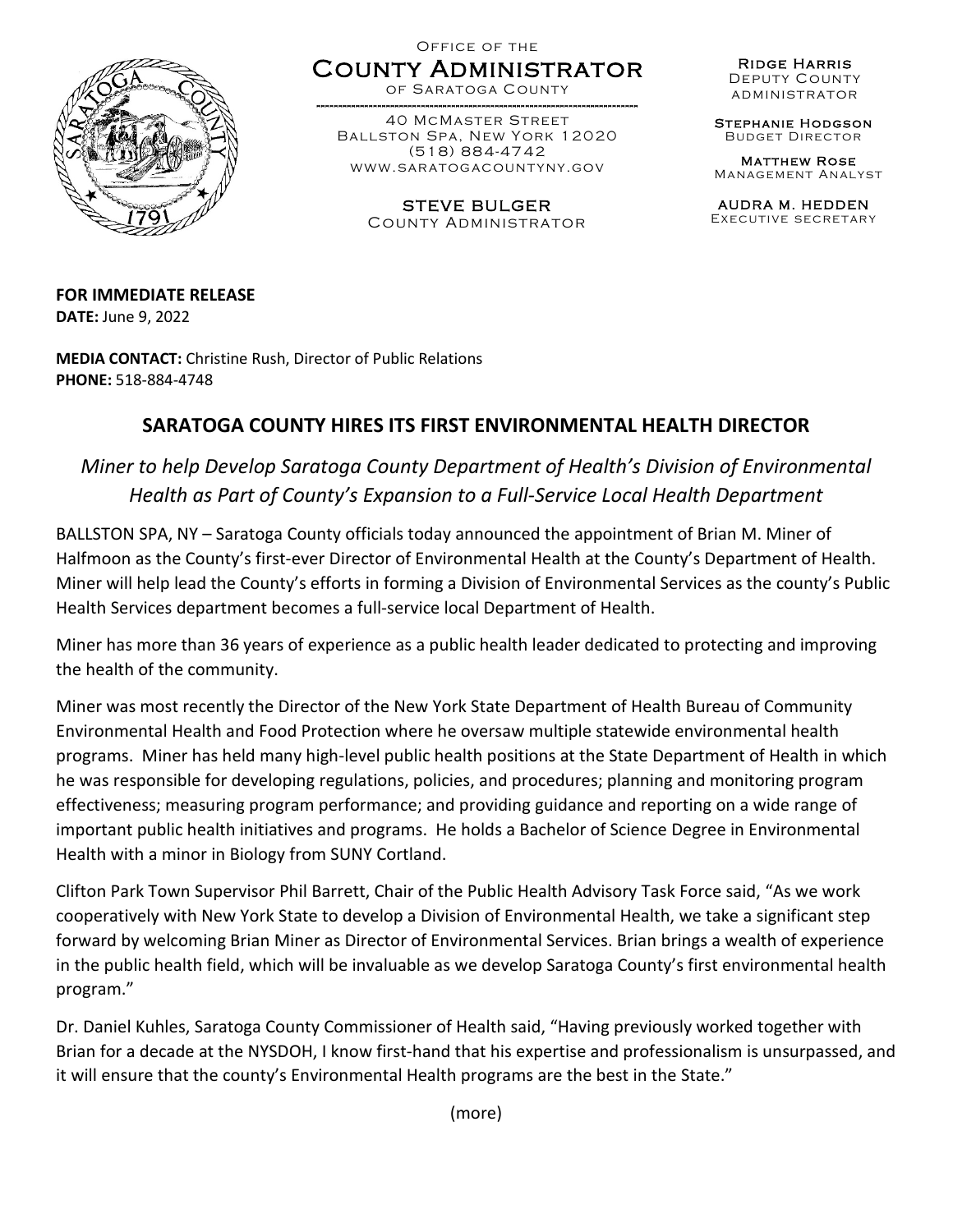Office of the

# County Administrator

of Saratoga County

40 McMaster Street
Ballston Spa, New York 12020
(518) 884-4742
www.saratogacountyny.gov

STEVE BULGER
County Administrator

Ridge Harris
Deputy County Administrator

Stephanie Hodgson
Budget Director

Matthew Rose
Management Analyst

AUDRA M. HEDDEN
Executive secretary

**FOR IMMEDIATE RELEASE**
**DATE:** June 9, 2022

**MEDIA CONTACT:** Christine Rush, Director of Public Relations
**PHONE:** 518-884-4748

## SARATOGA COUNTY HIRES ITS FIRST ENVIRONMENTAL HEALTH DIRECTOR

*Miner to help Develop Saratoga County Department of Health's Division of Environmental Health as Part of County's Expansion to a Full-Service Local Health Department*

BALLSTON SPA, NY – Saratoga County officials today announced the appointment of Brian M. Miner of Halfmoon as the County's first-ever Director of Environmental Health at the County's Department of Health. Miner will help lead the County's efforts in forming a Division of Environmental Services as the county's Public Health Services department becomes a full-service local Department of Health.

Miner has more than 36 years of experience as a public health leader dedicated to protecting and improving the health of the community.

Miner was most recently the Director of the New York State Department of Health Bureau of Community Environmental Health and Food Protection where he oversaw multiple statewide environmental health programs. Miner has held many high-level public health positions at the State Department of Health in which he was responsible for developing regulations, policies, and procedures; planning and monitoring program effectiveness; measuring program performance; and providing guidance and reporting on a wide range of important public health initiatives and programs. He holds a Bachelor of Science Degree in Environmental Health with a minor in Biology from SUNY Cortland.

Clifton Park Town Supervisor Phil Barrett, Chair of the Public Health Advisory Task Force said, "As we work cooperatively with New York State to develop a Division of Environmental Health, we take a significant step forward by welcoming Brian Miner as Director of Environmental Services. Brian brings a wealth of experience in the public health field, which will be invaluable as we develop Saratoga County's first environmental health program."

Dr. Daniel Kuhles, Saratoga County Commissioner of Health said, "Having previously worked together with Brian for a decade at the NYSDOH, I know first-hand that his expertise and professionalism is unsurpassed, and it will ensure that the county's Environmental Health programs are the best in the State."

(more)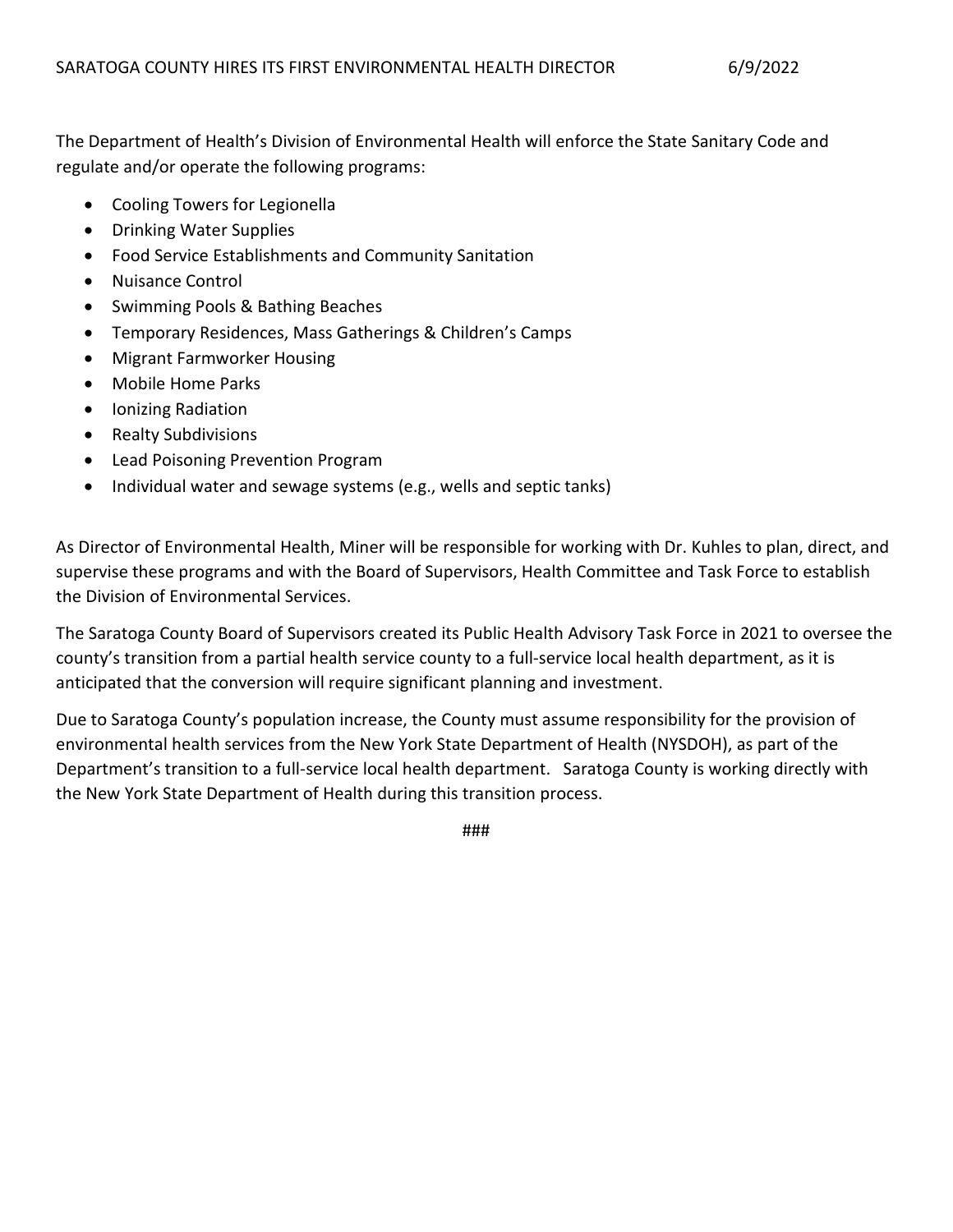The Department of Health's Division of Environmental Health will enforce the State Sanitary Code and regulate and/or operate the following programs:

- Cooling Towers for Legionella
- Drinking Water Supplies
- Food Service Establishments and Community Sanitation
- Nuisance Control
- Swimming Pools & Bathing Beaches
- Temporary Residences, Mass Gatherings & Children's Camps
- Migrant Farmworker Housing
- Mobile Home Parks
- Ionizing Radiation
- Realty Subdivisions
- Lead Poisoning Prevention Program
- Individual water and sewage systems (e.g., wells and septic tanks)

As Director of Environmental Health, Miner will be responsible for working with Dr. Kuhles to plan, direct, and supervise these programs and with the Board of Supervisors, Health Committee and Task Force to establish the Division of Environmental Services.

The Saratoga County Board of Supervisors created its Public Health Advisory Task Force in 2021 to oversee the county's transition from a partial health service county to a full-service local health department, as it is anticipated that the conversion will require significant planning and investment.

Due to Saratoga County's population increase, the County must assume responsibility for the provision of environmental health services from the New York State Department of Health (NYSDOH), as part of the Department's transition to a full-service local health department. Saratoga County is working directly with the New York State Department of Health during this transition process.

###